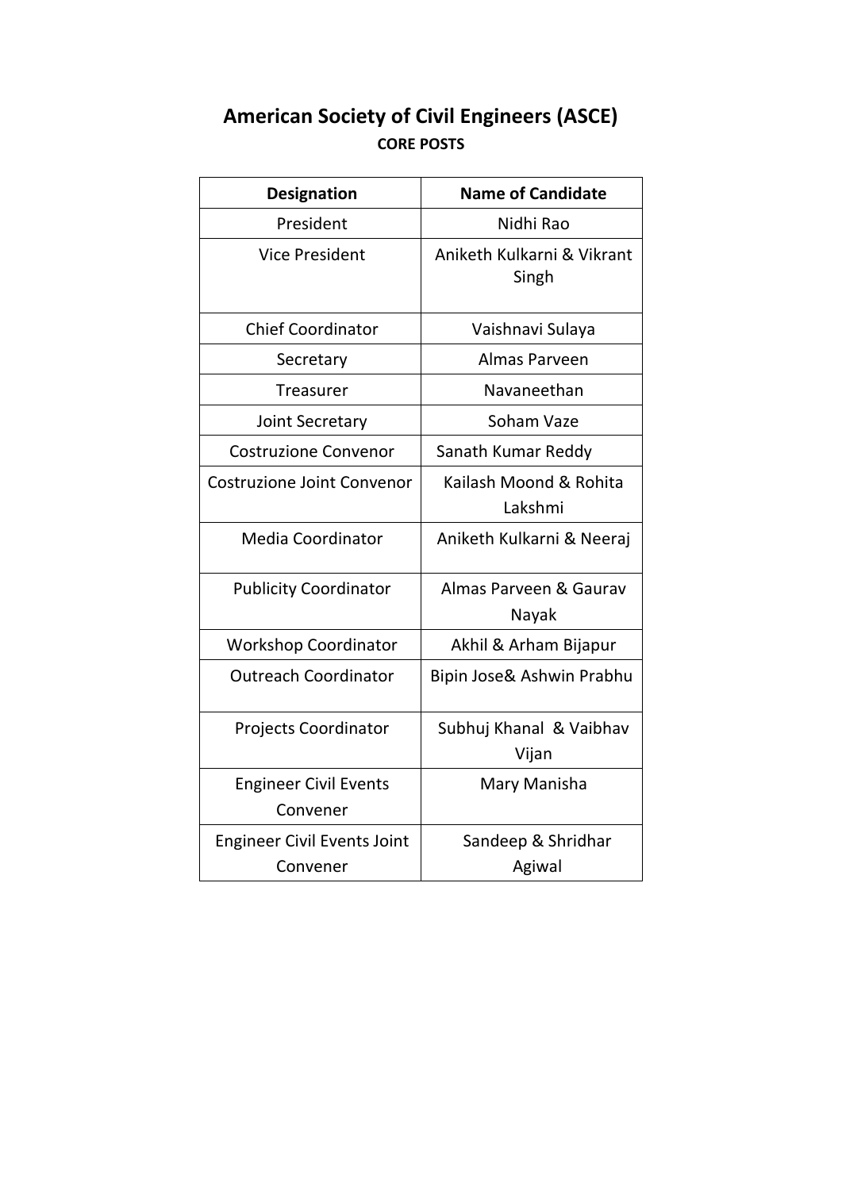# American Society of Civil Engineers (ASCE)

**CORE POSTS**

| Designation | Name of Candidate |
|---|---|
| President | Nidhi Rao |
| Vice President | Aniketh Kulkarni & Vikrant Singh |
| Chief Coordinator | Vaishnavi Sulaya |
| Secretary | Almas Parveen |
| Treasurer | Navaneethan |
| Joint Secretary | Soham Vaze |
| Costruzione Convenor | Sanath Kumar Reddy |
| Costruzione Joint Convenor | Kailash Moond & Rohita Lakshmi |
| Media Coordinator | Aniketh Kulkarni & Neeraj |
| Publicity Coordinator | Almas Parveen & Gaurav Nayak |
| Workshop Coordinator | Akhil & Arham Bijapur |
| Outreach Coordinator | Bipin Jose& Ashwin Prabhu |
| Projects Coordinator | Subhuj Khanal & Vaibhav Vijan |
| Engineer Civil Events Convener | Mary Manisha |
| Engineer Civil Events Joint Convener | Sandeep & Shridhar Agiwal |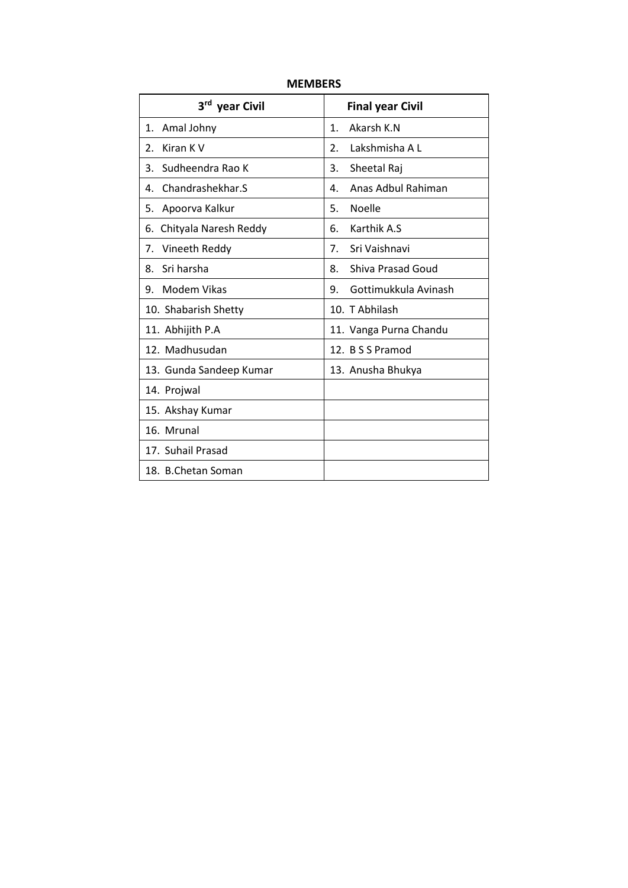**MEMBERS**

| 3rd year Civil | Final year Civil |
|---|---|
| 1. Amal Johny | 1. Akarsh K.N |
| 2. Kiran K V | 2. Lakshmisha A L |
| 3. Sudheendra Rao K | 3. Sheetal Raj |
| 4. Chandrashekhar.S | 4. Anas Adbul Rahiman |
| 5. Apoorva Kalkur | 5. Noelle |
| 6. Chityala Naresh Reddy | 6. Karthik A.S |
| 7. Vineeth Reddy | 7. Sri Vaishnavi |
| 8. Sri harsha | 8. Shiva Prasad Goud |
| 9. Modem Vikas | 9. Gottimukkula Avinash |
| 10. Shabarish Shetty | 10. T Abhilash |
| 11. Abhijith P.A | 11. Vanga Purna Chandu |
| 12. Madhusudan | 12. B S S Pramod |
| 13. Gunda Sandeep Kumar | 13. Anusha Bhukya |
| 14. Projwal | |
| 15. Akshay Kumar | |
| 16. Mrunal | |
| 17. Suhail Prasad | |
| 18. B.Chetan Soman | |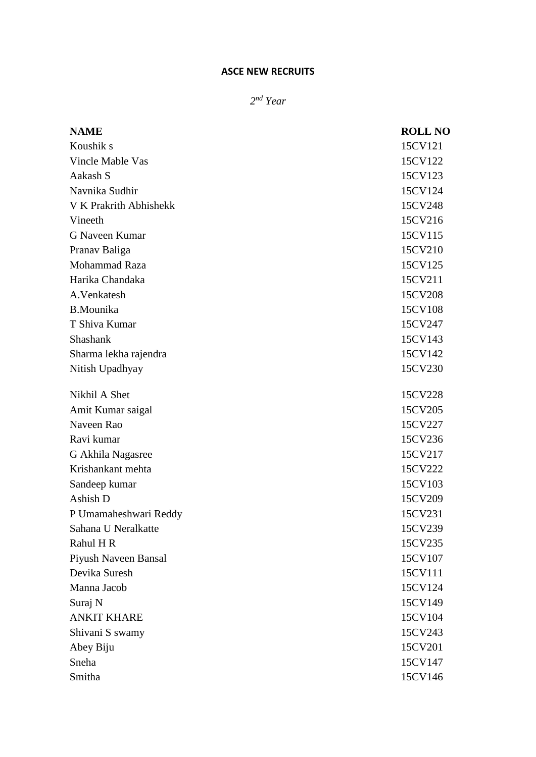**ASCE NEW RECRUITS**

*2nd Year*

| NAME | ROLL NO |
|---|---|
| Koushik s | 15CV121 |
| Vincle Mable Vas | 15CV122 |
| Aakash S | 15CV123 |
| Navnika Sudhir | 15CV124 |
| V K Prakrith Abhishekk | 15CV248 |
| Vineeth | 15CV216 |
| G Naveen Kumar | 15CV115 |
| Pranav Baliga | 15CV210 |
| Mohammad Raza | 15CV125 |
| Harika Chandaka | 15CV211 |
| A.Venkatesh | 15CV208 |
| B.Mounika | 15CV108 |
| T Shiva Kumar | 15CV247 |
| Shashank | 15CV143 |
| Sharma lekha rajendra | 15CV142 |
| Nitish Upadhyay | 15CV230 |
| Nikhil A Shet | 15CV228 |
| Amit Kumar saigal | 15CV205 |
| Naveen Rao | 15CV227 |
| Ravi kumar | 15CV236 |
| G Akhila Nagasree | 15CV217 |
| Krishankant mehta | 15CV222 |
| Sandeep kumar | 15CV103 |
| Ashish D | 15CV209 |
| P Umamaheshwari Reddy | 15CV231 |
| Sahana U Neralkatte | 15CV239 |
| Rahul H R | 15CV235 |
| Piyush Naveen Bansal | 15CV107 |
| Devika Suresh | 15CV111 |
| Manna Jacob | 15CV124 |
| Suraj N | 15CV149 |
| ANKIT KHARE | 15CV104 |
| Shivani S swamy | 15CV243 |
| Abey Biju | 15CV201 |
| Sneha | 15CV147 |
| Smitha | 15CV146 |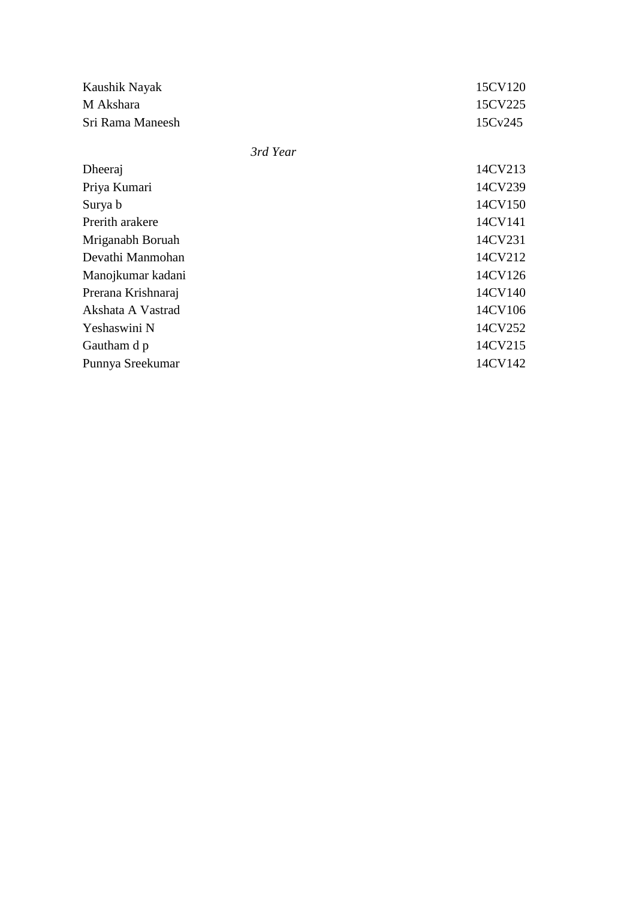| | |
|---|---|
| Kaushik Nayak | 15CV120 |
| M Akshara | 15CV225 |
| Sri Rama Maneesh | 15Cv245 |

*3rd Year*

| | |
|---|---|
| Dheeraj | 14CV213 |
| Priya Kumari | 14CV239 |
| Surya b | 14CV150 |
| Prerith arakere | 14CV141 |
| Mriganabh Boruah | 14CV231 |
| Devathi Manmohan | 14CV212 |
| Manojkumar kadani | 14CV126 |
| Prerana Krishnaraj | 14CV140 |
| Akshata A Vastrad | 14CV106 |
| Yeshaswini N | 14CV252 |
| Gautham d p | 14CV215 |
| Punnya Sreekumar | 14CV142 |